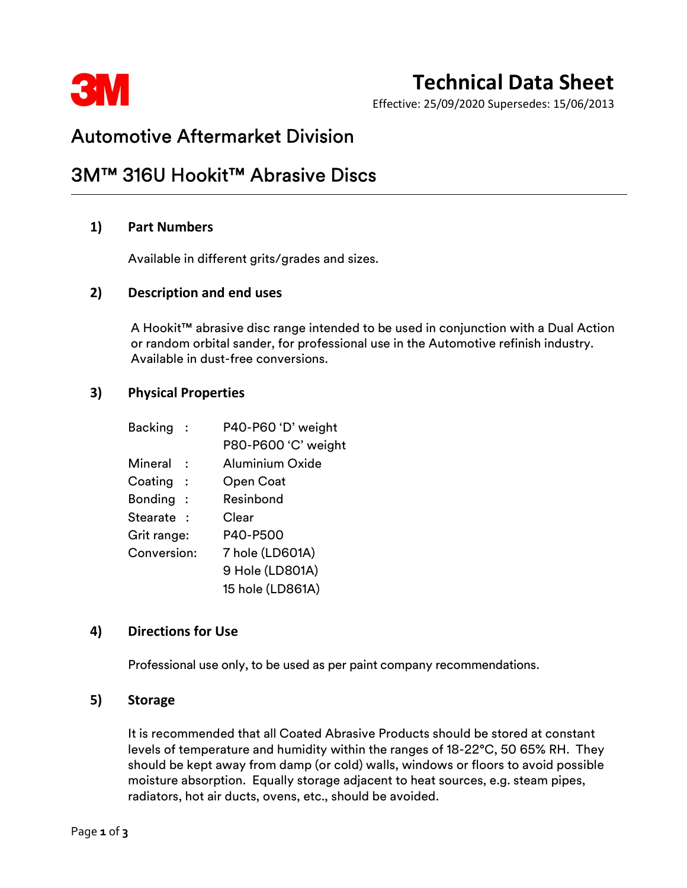3M

# Technical Data Sheet

Effective: 25/09/2020 Supersedes: 15/06/2013

## Automotive Aftermarket Division

## 3M™ 316U Hookit™ Abrasive Discs

### 1) Part Numbers

Available in different grits/grades and sizes.

### 2) Description and end uses

A Hookit™ abrasive disc range intended to be used in conjunction with a Dual Action or random orbital sander, for professional use in the Automotive refinish industry. Available in dust-free conversions.

### 3) Physical Properties

| | |
|---|---|
| Backing : | P40-P60 'D' weight |
| | P80-P600 'C' weight |
| Mineral : | Aluminium Oxide |
| Coating : | Open Coat |
| Bonding : | Resinbond |
| Stearate : | Clear |
| Grit range: | P40-P500 |
| Conversion: | 7 hole (LD601A) |
| | 9 Hole (LD801A) |
| | 15 hole (LD861A) |

### 4) Directions for Use

Professional use only, to be used as per paint company recommendations.

### 5) Storage

It is recommended that all Coated Abrasive Products should be stored at constant levels of temperature and humidity within the ranges of 18-22°C, 50 65% RH. They should be kept away from damp (or cold) walls, windows or floors to avoid possible moisture absorption. Equally storage adjacent to heat sources, e.g. steam pipes, radiators, hot air ducts, ovens, etc., should be avoided.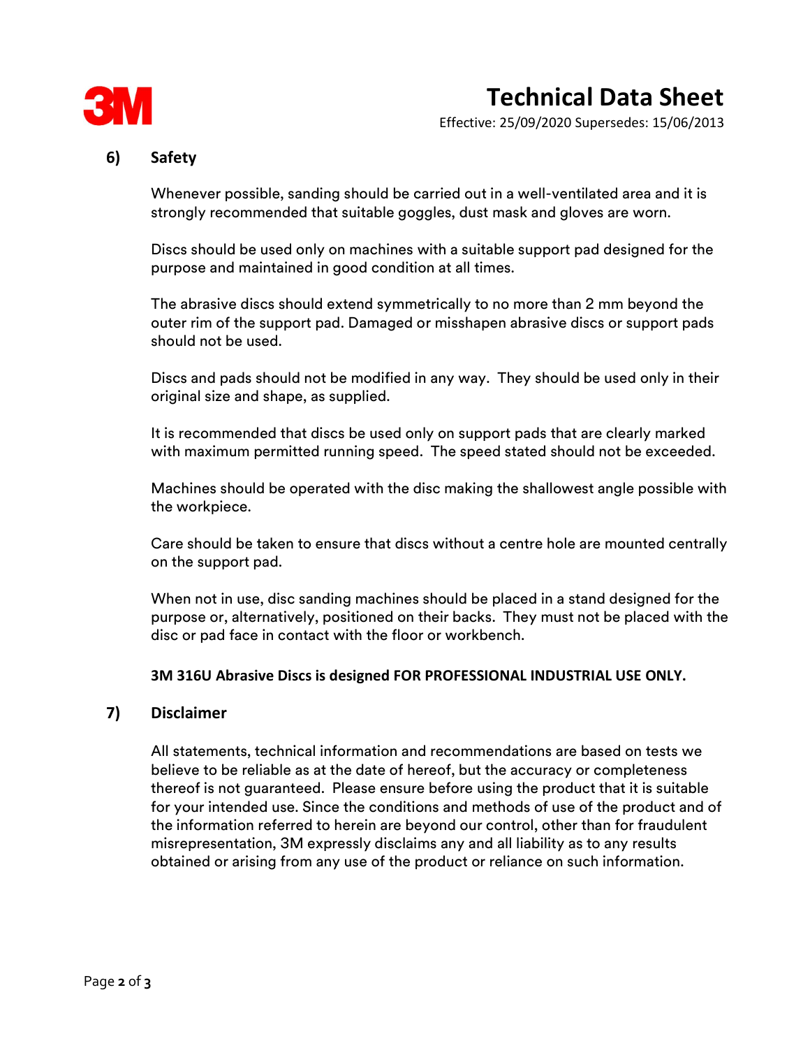## 6) Safety

Whenever possible, sanding should be carried out in a well-ventilated area and it is strongly recommended that suitable goggles, dust mask and gloves are worn.

Discs should be used only on machines with a suitable support pad designed for the purpose and maintained in good condition at all times.

The abrasive discs should extend symmetrically to no more than 2 mm beyond the outer rim of the support pad. Damaged or misshapen abrasive discs or support pads should not be used.

Discs and pads should not be modified in any way. They should be used only in their original size and shape, as supplied.

It is recommended that discs be used only on support pads that are clearly marked with maximum permitted running speed. The speed stated should not be exceeded.

Machines should be operated with the disc making the shallowest angle possible with the workpiece.

Care should be taken to ensure that discs without a centre hole are mounted centrally on the support pad.

When not in use, disc sanding machines should be placed in a stand designed for the purpose or, alternatively, positioned on their backs. They must not be placed with the disc or pad face in contact with the floor or workbench.

**3M 316U Abrasive Discs is designed FOR PROFESSIONAL INDUSTRIAL USE ONLY.**

## 7) Disclaimer

All statements, technical information and recommendations are based on tests we believe to be reliable as at the date of hereof, but the accuracy or completeness thereof is not guaranteed. Please ensure before using the product that it is suitable for your intended use. Since the conditions and methods of use of the product and of the information referred to herein are beyond our control, other than for fraudulent misrepresentation, 3M expressly disclaims any and all liability as to any results obtained or arising from any use of the product or reliance on such information.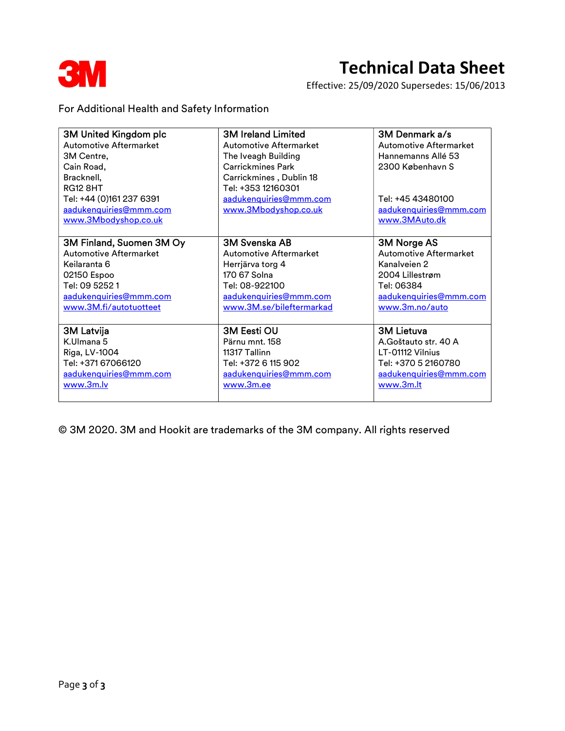# Technical Data Sheet

Effective: 25/09/2020 Supersedes: 15/06/2013

For Additional Health and Safety Information

| | | |
|---|---|---|
| **3M United Kingdom plc**<br>Automotive Aftermarket<br>3M Centre,<br>Cain Road,<br>Bracknell,<br>RG12 8HT<br>Tel: +44 (0)161 237 6391<br>aadukenquiries@mmm.com<br>www.3Mbodyshop.co.uk | **3M Ireland Limited**<br>Automotive Aftermarket<br>The Iveagh Building<br>Carrickmines Park<br>Carrickmines , Dublin 18<br>Tel: +353 12160301<br>aadukenquiries@mmm.com<br>www.3Mbodyshop.co.uk | **3M Denmark a/s**<br>Automotive Aftermarket<br>Hannemanns Allé 53<br>2300 København S<br><br>Tel: +45 43480100<br>aadukenquiries@mmm.com<br>www.3MAuto.dk |
| **3M Finland, Suomen 3M Oy**<br>Automotive Aftermarket<br>Keilaranta 6<br>02150 Espoo<br>Tel: 09 5252 1<br>aadukenquiries@mmm.com<br>www.3M.fi/autotuotteet | **3M Svenska AB**<br>Automotive Aftermarket<br>Herrjärva torg 4<br>170 67 Solna<br>Tel: 08-922100<br>aadukenquiries@mmm.com<br>www.3M.se/bileftermarkad | **3M Norge AS**<br>Automotive Aftermarket<br>Kanalveien 2<br>2004 Lillestrøm<br>Tel: 06384<br>aadukenquiries@mmm.com<br>www.3m.no/auto |
| **3M Latvija**<br>K.Ulmana 5<br>Riga, LV-1004<br>Tel: +371 67066120<br>aadukenquiries@mmm.com<br>www.3m.lv | **3M Eesti OU**<br>Pärnu mnt. 158<br>11317 Tallinn<br>Tel: +372 6 115 902<br>aadukenquiries@mmm.com<br>www.3m.ee | **3M Lietuva**<br>A.Goštauto str. 40 A<br>LT-01112 Vilnius<br>Tel: +370 5 2160780<br>aadukenquiries@mmm.com<br>www.3m.lt |

© 3M 2020. 3M and Hookit are trademarks of the 3M company. All rights reserved